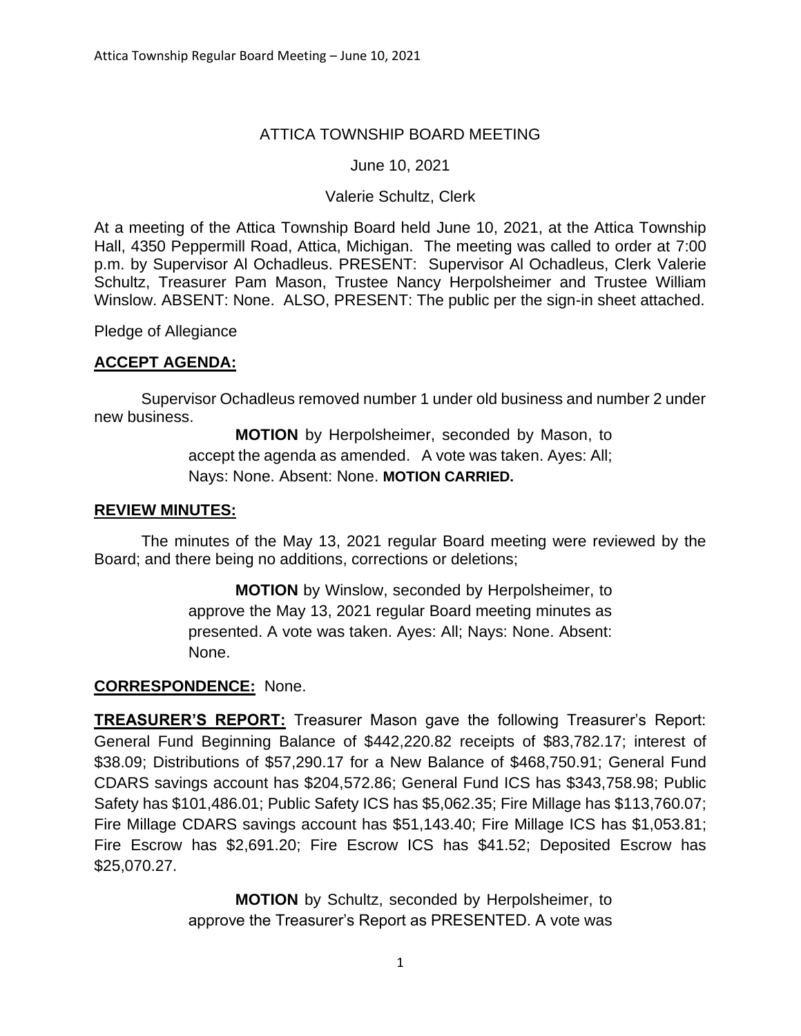ATTICA TOWNSHIP BOARD MEETING

June 10, 2021

Valerie Schultz, Clerk

At a meeting of the Attica Township Board held June 10, 2021, at the Attica Township Hall, 4350 Peppermill Road, Attica, Michigan. The meeting was called to order at 7:00 p.m. by Supervisor Al Ochadleus. PRESENT: Supervisor Al Ochadleus, Clerk Valerie Schultz, Treasurer Pam Mason, Trustee Nancy Herpolsheimer and Trustee William Winslow. ABSENT: None. ALSO, PRESENT: The public per the sign-in sheet attached.

Pledge of Allegiance

## ACCEPT AGENDA:

Supervisor Ochadleus removed number 1 under old business and number 2 under new business.

> **MOTION** by Herpolsheimer, seconded by Mason, to accept the agenda as amended. A vote was taken. Ayes: All; Nays: None. Absent: None. **MOTION CARRIED.**

## REVIEW MINUTES:

The minutes of the May 13, 2021 regular Board meeting were reviewed by the Board; and there being no additions, corrections or deletions;

> **MOTION** by Winslow, seconded by Herpolsheimer, to approve the May 13, 2021 regular Board meeting minutes as presented. A vote was taken. Ayes: All; Nays: None. Absent: None.

**CORRESPONDENCE:** None.

**TREASURER'S REPORT:** Treasurer Mason gave the following Treasurer's Report: General Fund Beginning Balance of $442,220.82 receipts of $83,782.17; interest of $38.09; Distributions of $57,290.17 for a New Balance of $468,750.91; General Fund CDARS savings account has $204,572.86; General Fund ICS has $343,758.98; Public Safety has $101,486.01; Public Safety ICS has $5,062.35; Fire Millage has $113,760.07; Fire Millage CDARS savings account has $51,143.40; Fire Millage ICS has $1,053.81; Fire Escrow has $2,691.20; Fire Escrow ICS has $41.52; Deposited Escrow has $25,070.27.

> **MOTION** by Schultz, seconded by Herpolsheimer, to approve the Treasurer's Report as PRESENTED. A vote was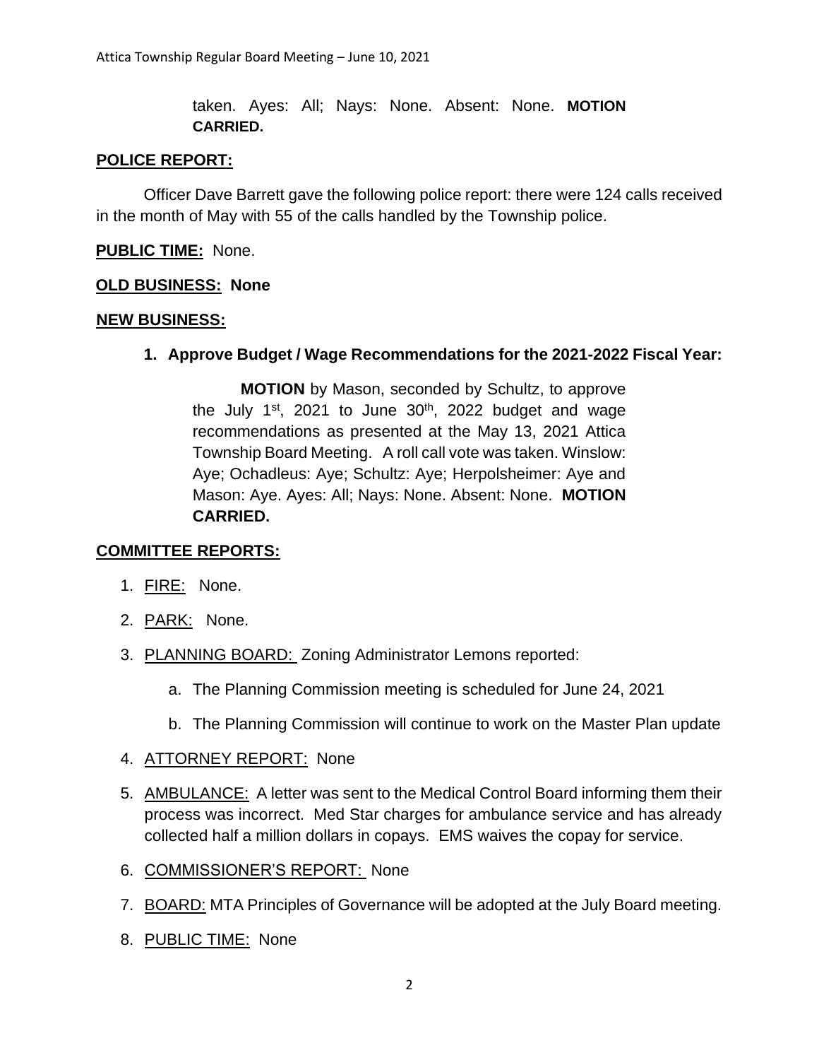taken. Ayes: All; Nays: None. Absent: None. **MOTION CARRIED.**

## POLICE REPORT:

Officer Dave Barrett gave the following police report: there were 124 calls received in the month of May with 55 of the calls handled by the Township police.

**PUBLIC TIME:** None.

**OLD BUSINESS: None**

## NEW BUSINESS:

1. **Approve Budget / Wage Recommendations for the 2021-2022 Fiscal Year:**

   **MOTION** by Mason, seconded by Schultz, to approve the July 1st, 2021 to June 30th, 2022 budget and wage recommendations as presented at the May 13, 2021 Attica Township Board Meeting. A roll call vote was taken. Winslow: Aye; Ochadleus: Aye; Schultz: Aye; Herpolsheimer: Aye and Mason: Aye. Ayes: All; Nays: None. Absent: None. **MOTION CARRIED.**

## COMMITTEE REPORTS:

1. FIRE: None.
2. PARK: None.
3. PLANNING BOARD: Zoning Administrator Lemons reported:
   a. The Planning Commission meeting is scheduled for June 24, 2021
   b. The Planning Commission will continue to work on the Master Plan update
4. ATTORNEY REPORT: None
5. AMBULANCE: A letter was sent to the Medical Control Board informing them their process was incorrect. Med Star charges for ambulance service and has already collected half a million dollars in copays. EMS waives the copay for service.
6. COMMISSIONER'S REPORT: None
7. BOARD: MTA Principles of Governance will be adopted at the July Board meeting.
8. PUBLIC TIME: None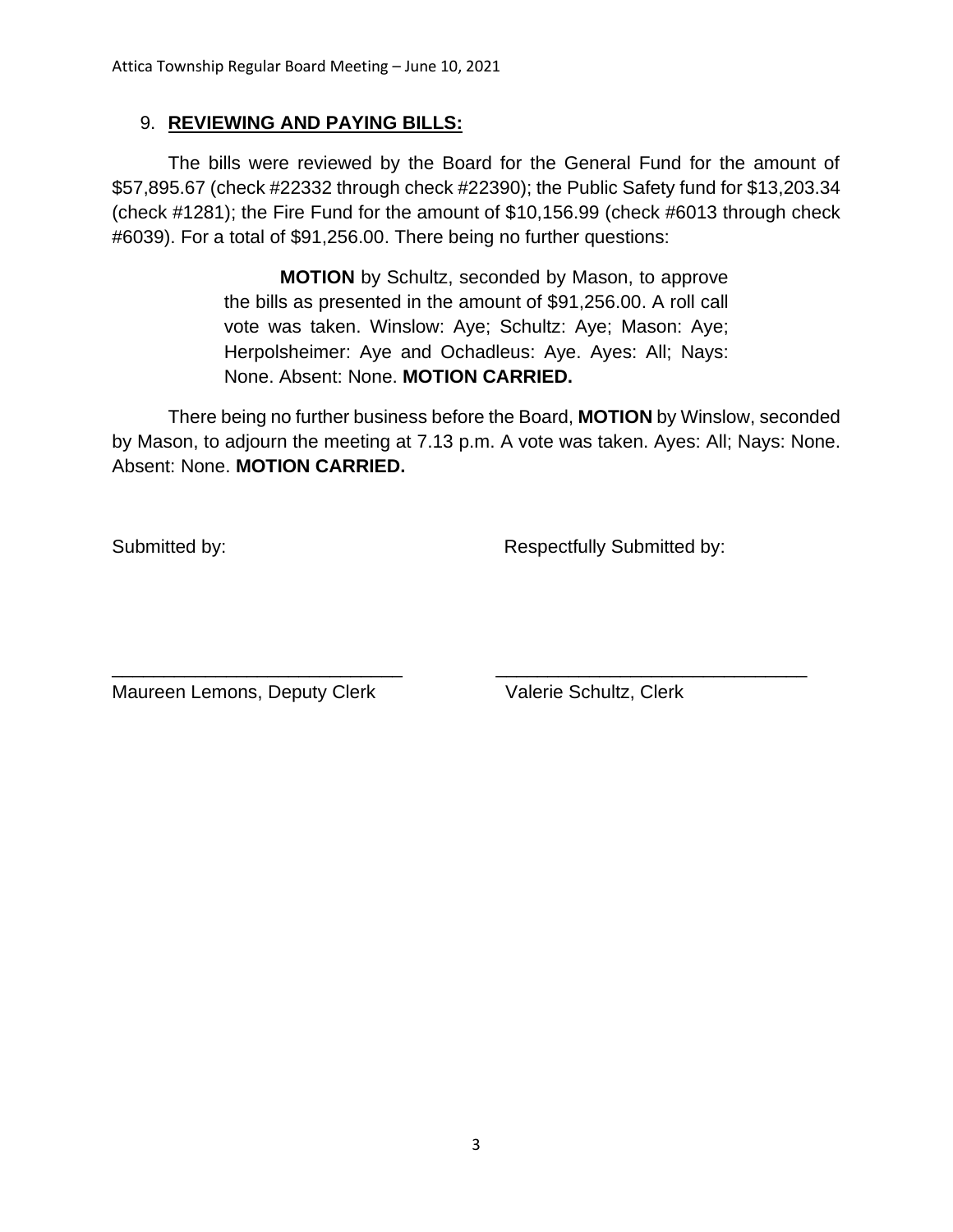## 9. **REVIEWING AND PAYING BILLS:**

The bills were reviewed by the Board for the General Fund for the amount of $57,895.67 (check #22332 through check #22390); the Public Safety fund for $13,203.34 (check #1281); the Fire Fund for the amount of $10,156.99 (check #6013 through check #6039). For a total of $91,256.00. There being no further questions:

> **MOTION** by Schultz, seconded by Mason, to approve the bills as presented in the amount of $91,256.00. A roll call vote was taken. Winslow: Aye; Schultz: Aye; Mason: Aye; Herpolsheimer: Aye and Ochadleus: Aye. Ayes: All; Nays: None. Absent: None. **MOTION CARRIED.**

There being no further business before the Board, **MOTION** by Winslow, seconded by Mason, to adjourn the meeting at 7.13 p.m. A vote was taken. Ayes: All; Nays: None. Absent: None. **MOTION CARRIED.**

Submitted by:

____________________________

Maureen Lemons, Deputy Clerk

Respectfully Submitted by:

______________________________

Valerie Schultz, Clerk